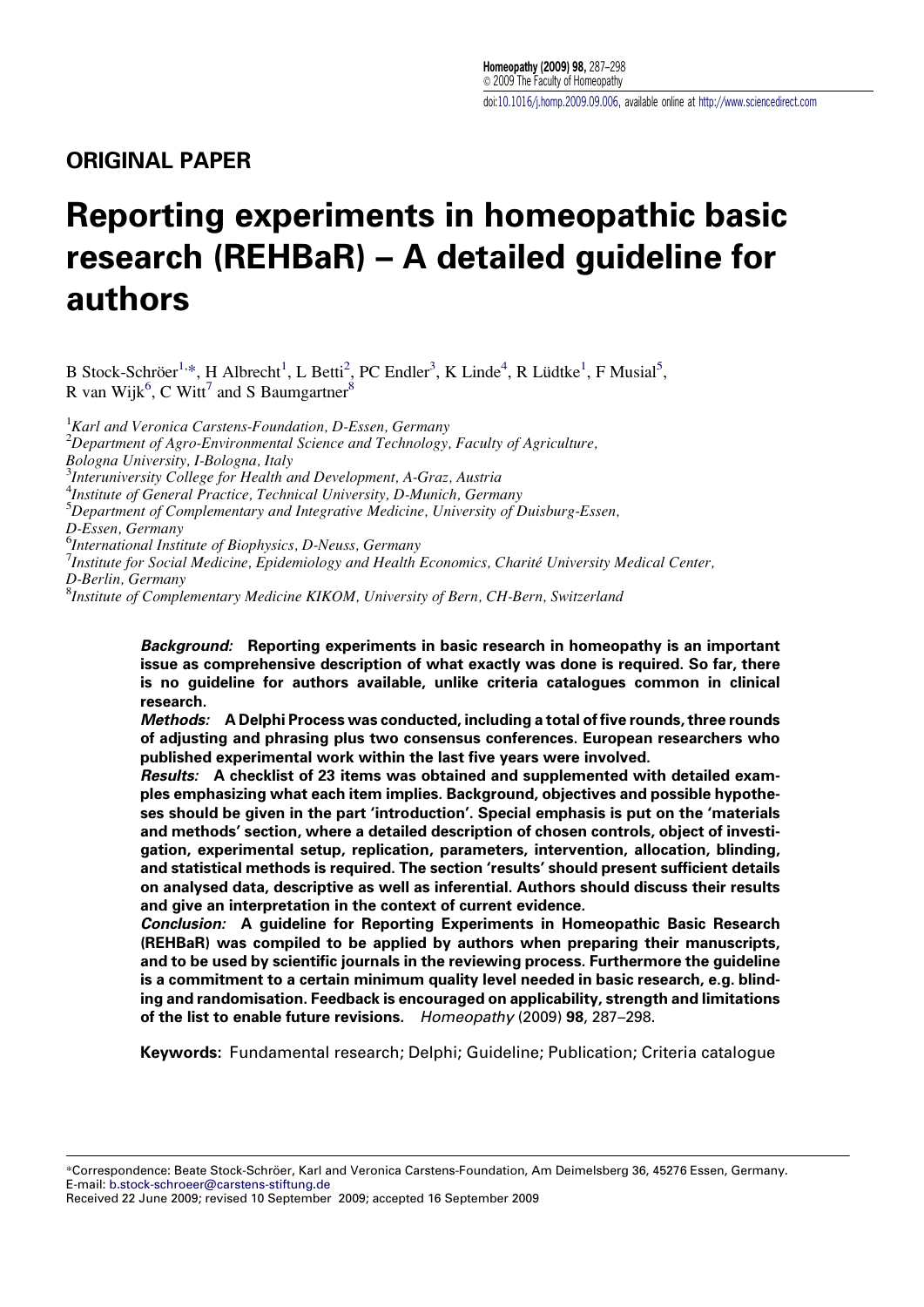## ORIGINAL PAPER

# Reporting experiments in homeopathic basic research (REHBaR) – A detailed guideline for authors

B Stock-Schröer[1,*], H Albrecht[1], L Betti[2], PC Endler[3], K Linde[4], R Lüdtke[1], F Musial[5], R van Wijk[6], C Witt[7] and S Baumgartner[8]

[1]*Karl and Veronica Carstens-Foundation, D-Essen, Germany*
[2]*Department of Agro-Environmental Science and Technology, Faculty of Agriculture, Bologna University, I-Bologna, Italy*
[3]*Interuniversity College for Health and Development, A-Graz, Austria*
[4]*Institute of General Practice, Technical University, D-Munich, Germany*
[5]*Department of Complementary and Integrative Medicine, University of Duisburg-Essen, D-Essen, Germany*
[6]*International Institute of Biophysics, D-Neuss, Germany*
[7]*Institute for Social Medicine, Epidemiology and Health Economics, Charité University Medical Center, D-Berlin, Germany*
[8]*Institute of Complementary Medicine KIKOM, University of Bern, CH-Bern, Switzerland*

***Background:*** **Reporting experiments in basic research in homeopathy is an important issue as comprehensive description of what exactly was done is required. So far, there is no guideline for authors available, unlike criteria catalogues common in clinical research.**

***Methods:*** **A Delphi Process was conducted, including a total of five rounds, three rounds of adjusting and phrasing plus two consensus conferences. European researchers who published experimental work within the last five years were involved.**

***Results:*** **A checklist of 23 items was obtained and supplemented with detailed examples emphasizing what each item implies. Background, objectives and possible hypotheses should be given in the part 'introduction'. Special emphasis is put on the 'materials and methods' section, where a detailed description of chosen controls, object of investigation, experimental setup, replication, parameters, intervention, allocation, blinding, and statistical methods is required. The section 'results' should present sufficient details on analysed data, descriptive as well as inferential. Authors should discuss their results and give an interpretation in the context of current evidence.**

***Conclusion:*** **A guideline for Reporting Experiments in Homeopathic Basic Research (REHBaR) was compiled to be applied by authors when preparing their manuscripts, and to be used by scientific journals in the reviewing process. Furthermore the guideline is a commitment to a certain minimum quality level needed in basic research, e.g. blinding and randomisation. Feedback is encouraged on applicability, strength and limitations of the list to enable future revisions.** *Homeopathy* (2009) **98**, 287–298.

**Keywords:** Fundamental research; Delphi; Guideline; Publication; Criteria catalogue

*Correspondence: Beate Stock-Schröer, Karl and Veronica Carstens-Foundation, Am Deimelsberg 36, 45276 Essen, Germany.
E-mail: b.stock-schroeer@carstens-stiftung.de
Received 22 June 2009; revised 10 September 2009; accepted 16 September 2009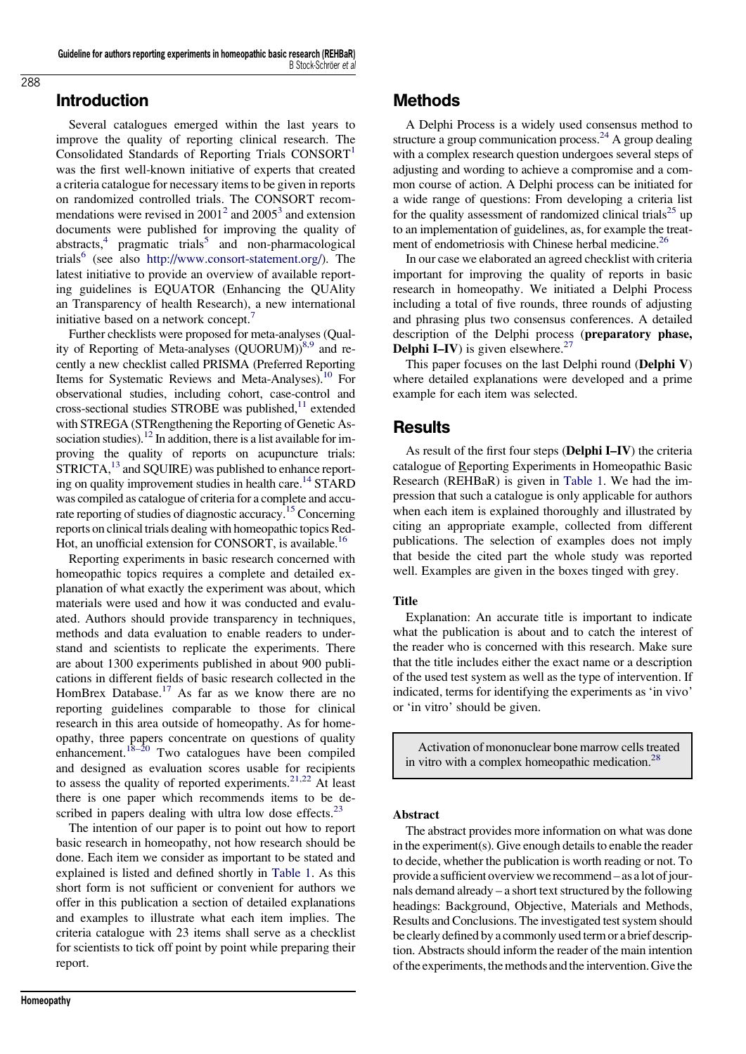## Introduction

Several catalogues emerged within the last years to improve the quality of reporting clinical research. The Consolidated Standards of Reporting Trials CONSORT[1] was the first well-known initiative of experts that created a criteria catalogue for necessary items to be given in reports on randomized controlled trials. The CONSORT recommendations were revised in 2001[2] and 2005[3] and extension documents were published for improving the quality of abstracts,[4] pragmatic trials[5] and non-pharmacological trials[6] (see also http://www.consort-statement.org/). The latest initiative to provide an overview of available reporting guidelines is EQUATOR (Enhancing the QUAlity an Transparency of health Research), a new international initiative based on a network concept.[7]

Further checklists were proposed for meta-analyses (Quality of Reporting of Meta-analyses (QUORUM))[8,9] and recently a new checklist called PRISMA (Preferred Reporting Items for Systematic Reviews and Meta-Analyses).[10] For observational studies, including cohort, case-control and cross-sectional studies STROBE was published,[11] extended with STREGA (STRengthening the Reporting of Genetic Association studies).[12] In addition, there is a list available for improving the quality of reports on acupuncture trials: STRICTA,[13] and SQUIRE) was published to enhance reporting on quality improvement studies in health care.[14] STARD was compiled as catalogue of criteria for a complete and accurate reporting of studies of diagnostic accuracy.[15] Concerning reports on clinical trials dealing with homeopathic topics Red-Hot, an unofficial extension for CONSORT, is available.[16]

Reporting experiments in basic research concerned with homeopathic topics requires a complete and detailed explanation of what exactly the experiment was about, which materials were used and how it was conducted and evaluated. Authors should provide transparency in techniques, methods and data evaluation to enable readers to understand and scientists to replicate the experiments. There are about 1300 experiments published in about 900 publications in different fields of basic research collected in the HomBrex Database.[17] As far as we know there are no reporting guidelines comparable to those for clinical research in this area outside of homeopathy. As for homeopathy, three papers concentrate on questions of quality enhancement.[18–20] Two catalogues have been compiled and designed as evaluation scores usable for recipients to assess the quality of reported experiments.[21,22] At least there is one paper which recommends items to be described in papers dealing with ultra low dose effects.[23]

The intention of our paper is to point out how to report basic research in homeopathy, not how research should be done. Each item we consider as important to be stated and explained is listed and defined shortly in Table 1. As this short form is not sufficient or convenient for authors we offer in this publication a section of detailed explanations and examples to illustrate what each item implies. The criteria catalogue with 23 items shall serve as a checklist for scientists to tick off point by point while preparing their report.

## Methods

A Delphi Process is a widely used consensus method to structure a group communication process.[24] A group dealing with a complex research question undergoes several steps of adjusting and wording to achieve a compromise and a common course of action. A Delphi process can be initiated for a wide range of questions: From developing a criteria list for the quality assessment of randomized clinical trials[25] up to an implementation of guidelines, as, for example the treatment of endometriosis with Chinese herbal medicine.[26]

In our case we elaborated an agreed checklist with criteria important for improving the quality of reports in basic research in homeopathy. We initiated a Delphi Process including a total of five rounds, three rounds of adjusting and phrasing plus two consensus conferences. A detailed description of the Delphi process (**preparatory phase, Delphi I–IV**) is given elsewhere.[27]

This paper focuses on the last Delphi round (**Delphi V**) where detailed explanations were developed and a prime example for each item was selected.

## Results

As result of the first four steps (**Delphi I–IV**) the criteria catalogue of Reporting Experiments in Homeopathic Basic Research (REHBaR) is given in Table 1. We had the impression that such a catalogue is only applicable for authors when each item is explained thoroughly and illustrated by citing an appropriate example, collected from different publications. The selection of examples does not imply that beside the cited part the whole study was reported well. Examples are given in the boxes tinged with grey.

### Title

Explanation: An accurate title is important to indicate what the publication is about and to catch the interest of the reader who is concerned with this research. Make sure that the title includes either the exact name or a description of the used test system as well as the type of intervention. If indicated, terms for identifying the experiments as 'in vivo' or 'in vitro' should be given.

> Activation of mononuclear bone marrow cells treated in vitro with a complex homeopathic medication.[28]

### Abstract

The abstract provides more information on what was done in the experiment(s). Give enough details to enable the reader to decide, whether the publication is worth reading or not. To provide a sufficient overview we recommend – as a lot of journals demand already – a short text structured by the following headings: Background, Objective, Materials and Methods, Results and Conclusions. The investigated test system should be clearly defined by a commonly used term or a brief description. Abstracts should inform the reader of the main intention of the experiments, the methods and the intervention. Give the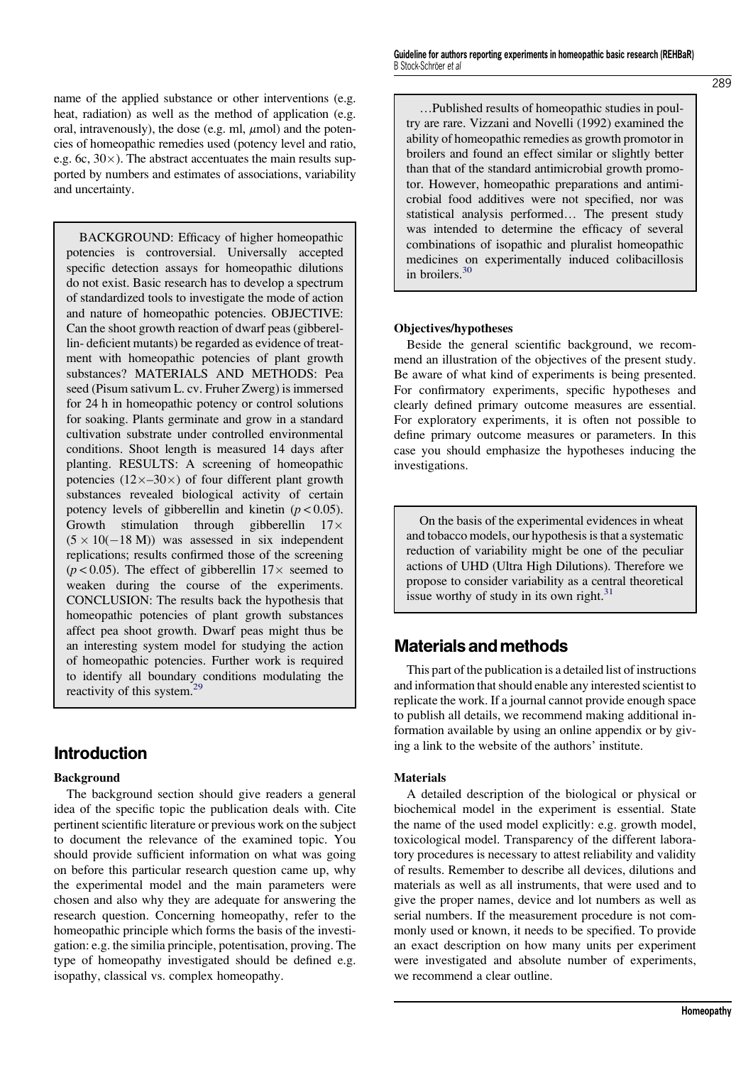name of the applied substance or other interventions (e.g. heat, radiation) as well as the method of application (e.g. oral, intravenously), the dose (e.g. ml, $\mu$mol) and the potencies of homeopathic remedies used (potency level and ratio, e.g. 6c, 30×). The abstract accentuates the main results supported by numbers and estimates of associations, variability and uncertainty.

> BACKGROUND: Efficacy of higher homeopathic potencies is controversial. Universally accepted specific detection assays for homeopathic dilutions do not exist. Basic research has to develop a spectrum of standardized tools to investigate the mode of action and nature of homeopathic potencies. OBJECTIVE: Can the shoot growth reaction of dwarf peas (gibberellin- deficient mutants) be regarded as evidence of treatment with homeopathic potencies of plant growth substances? MATERIALS AND METHODS: Pea seed (Pisum sativum L. cv. Fruher Zwerg) is immersed for 24 h in homeopathic potency or control solutions for soaking. Plants germinate and grow in a standard cultivation substrate under controlled environmental conditions. Shoot length is measured 14 days after planting. RESULTS: A screening of homeopathic potencies (12×–30×) of four different plant growth substances revealed biological activity of certain potency levels of gibberellin and kinetin ($p < 0.05$). Growth stimulation through gibberellin 17× ($5 \times 10(-18$ M)) was assessed in six independent replications; results confirmed those of the screening ($p < 0.05$). The effect of gibberellin 17× seemed to weaken during the course of the experiments. CONCLUSION: The results back the hypothesis that homeopathic potencies of plant growth substances affect pea shoot growth. Dwarf peas might thus be an interesting system model for studying the action of homeopathic potencies. Further work is required to identify all boundary conditions modulating the reactivity of this system.[29]

## Introduction

### Background

The background section should give readers a general idea of the specific topic the publication deals with. Cite pertinent scientific literature or previous work on the subject to document the relevance of the examined topic. You should provide sufficient information on what was going on before this particular research question came up, why the experimental model and the main parameters were chosen and also why they are adequate for answering the research question. Concerning homeopathy, refer to the homeopathic principle which forms the basis of the investigation: e.g. the similia principle, potentisation, proving. The type of homeopathy investigated should be defined e.g. isopathy, classical vs. complex homeopathy.

> …Published results of homeopathic studies in poultry are rare. Vizzani and Novelli (1992) examined the ability of homeopathic remedies as growth promotor in broilers and found an effect similar or slightly better than that of the standard antimicrobial growth promotor. However, homeopathic preparations and antimicrobial food additives were not specified, nor was statistical analysis performed… The present study was intended to determine the efficacy of several combinations of isopathic and pluralist homeopathic medicines on experimentally induced colibacillosis in broilers.[30]

### Objectives/hypotheses

Beside the general scientific background, we recommend an illustration of the objectives of the present study. Be aware of what kind of experiments is being presented. For confirmatory experiments, specific hypotheses and clearly defined primary outcome measures are essential. For exploratory experiments, it is often not possible to define primary outcome measures or parameters. In this case you should emphasize the hypotheses inducing the investigations.

> On the basis of the experimental evidences in wheat and tobacco models, our hypothesis is that a systematic reduction of variability might be one of the peculiar actions of UHD (Ultra High Dilutions). Therefore we propose to consider variability as a central theoretical issue worthy of study in its own right.[31]

## Materials and methods

This part of the publication is a detailed list of instructions and information that should enable any interested scientist to replicate the work. If a journal cannot provide enough space to publish all details, we recommend making additional information available by using an online appendix or by giving a link to the website of the authors' institute.

### Materials

A detailed description of the biological or physical or biochemical model in the experiment is essential. State the name of the used model explicitly: e.g. growth model, toxicological model. Transparency of the different laboratory procedures is necessary to attest reliability and validity of results. Remember to describe all devices, dilutions and materials as well as all instruments, that were used and to give the proper names, device and lot numbers as well as serial numbers. If the measurement procedure is not commonly used or known, it needs to be specified. To provide an exact description on how many units per experiment were investigated and absolute number of experiments, we recommend a clear outline.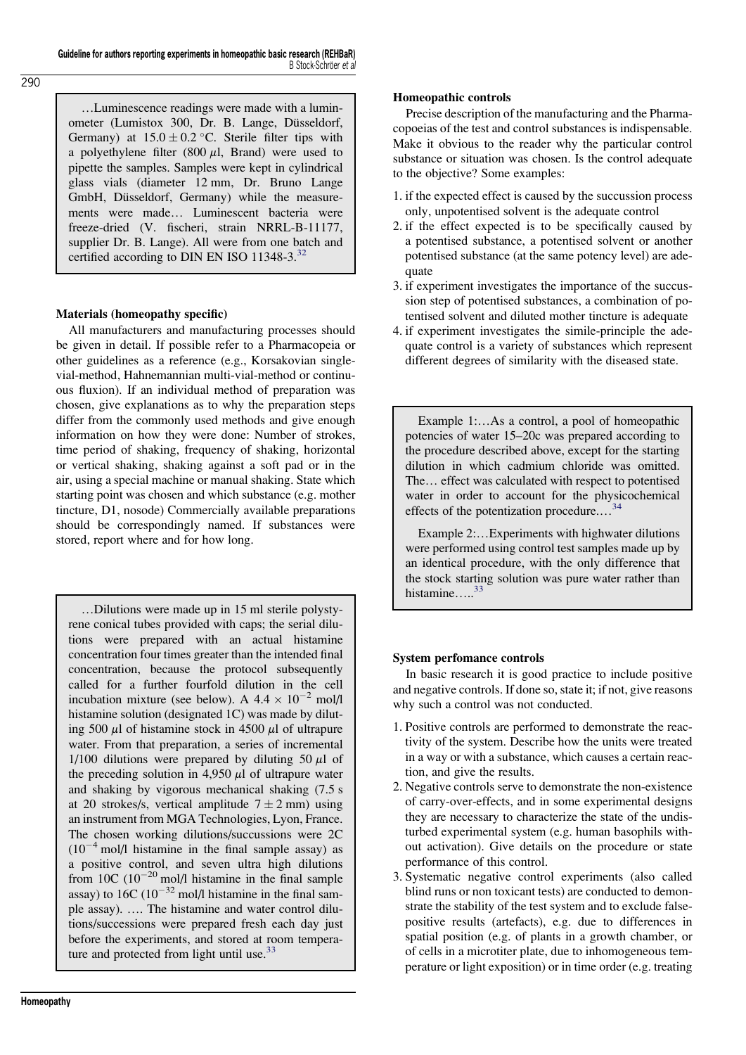…Luminescence readings were made with a luminometer (Lumistox 300, Dr. B. Lange, Düsseldorf, Germany) at $15.0 \pm 0.2$ °C. Sterile filter tips with a polyethylene filter (800 $\mu$l, Brand) were used to pipette the samples. Samples were kept in cylindrical glass vials (diameter 12 mm, Dr. Bruno Lange GmbH, Düsseldorf, Germany) while the measurements were made… Luminescent bacteria were freeze-dried (V. fischeri, strain NRRL-B-11177, supplier Dr. B. Lange). All were from one batch and certified according to DIN EN ISO 11348-3.[32]

**Materials (homeopathy specific)**

All manufacturers and manufacturing processes should be given in detail. If possible refer to a Pharmacopeia or other guidelines as a reference (e.g., Korsakovian single-vial-method, Hahnemannian multi-vial-method or continuous fluxion). If an individual method of preparation was chosen, give explanations as to why the preparation steps differ from the commonly used methods and give enough information on how they were done: Number of strokes, time period of shaking, frequency of shaking, horizontal or vertical shaking, shaking against a soft pad or in the air, using a special machine or manual shaking. State which starting point was chosen and which substance (e.g. mother tincture, D1, nosode) Commercially available preparations should be correspondingly named. If substances were stored, report where and for how long.

…Dilutions were made up in 15 ml sterile polystyrene conical tubes provided with caps; the serial dilutions were prepared with an actual histamine concentration four times greater than the intended final concentration, because the protocol subsequently called for a further fourfold dilution in the cell incubation mixture (see below). A $4.4 \times 10^{-2}$ mol/l histamine solution (designated 1C) was made by diluting 500 $\mu$l of histamine stock in 4500 $\mu$l of ultrapure water. From that preparation, a series of incremental 1/100 dilutions were prepared by diluting 50 $\mu$l of the preceding solution in 4,950 $\mu$l of ultrapure water and shaking by vigorous mechanical shaking (7.5 s at 20 strokes/s, vertical amplitude $7 \pm 2$ mm) using an instrument from MGA Technologies, Lyon, France. The chosen working dilutions/succussions were 2C ($10^{-4}$ mol/l histamine in the final sample assay) as a positive control, and seven ultra high dilutions from 10C ($10^{-20}$ mol/l histamine in the final sample assay) to 16C ($10^{-32}$ mol/l histamine in the final sample assay). …. The histamine and water control dilutions/successions were prepared fresh each day just before the experiments, and stored at room temperature and protected from light until use.[33]

**Homeopathic controls**

Precise description of the manufacturing and the Pharmacopoeias of the test and control substances is indispensable. Make it obvious to the reader why the particular control substance or situation was chosen. Is the control adequate to the objective? Some examples:

1. if the expected effect is caused by the succussion process only, unpotentised solvent is the adequate control
2. if the effect expected is to be specifically caused by a potentised substance, a potentised solvent or another potentised substance (at the same potency level) are adequate
3. if experiment investigates the importance of the succussion step of potentised substances, a combination of potentised solvent and diluted mother tincture is adequate
4. if experiment investigates the simile-principle the adequate control is a variety of substances which represent different degrees of similarity with the diseased state.

Example 1:…As a control, a pool of homeopathic potencies of water 15–20c was prepared according to the procedure described above, except for the starting dilution in which cadmium chloride was omitted. The… effect was calculated with respect to potentised water in order to account for the physicochemical effects of the potentization procedure.…[34]

Example 2:…Experiments with highwater dilutions were performed using control test samples made up by an identical procedure, with the only difference that the stock starting solution was pure water rather than histamine…..[33]

**System perfomance controls**

In basic research it is good practice to include positive and negative controls. If done so, state it; if not, give reasons why such a control was not conducted.

1. Positive controls are performed to demonstrate the reactivity of the system. Describe how the units were treated in a way or with a substance, which causes a certain reaction, and give the results.
2. Negative controls serve to demonstrate the non-existence of carry-over-effects, and in some experimental designs they are necessary to characterize the state of the undisturbed experimental system (e.g. human basophils without activation). Give details on the procedure or state performance of this control.
3. Systematic negative control experiments (also called blind runs or non toxicant tests) are conducted to demonstrate the stability of the test system and to exclude false-positive results (artefacts), e.g. due to differences in spatial position (e.g. of plants in a growth chamber, or of cells in a microtiter plate, due to inhomogeneous temperature or light exposition) or in time order (e.g. treating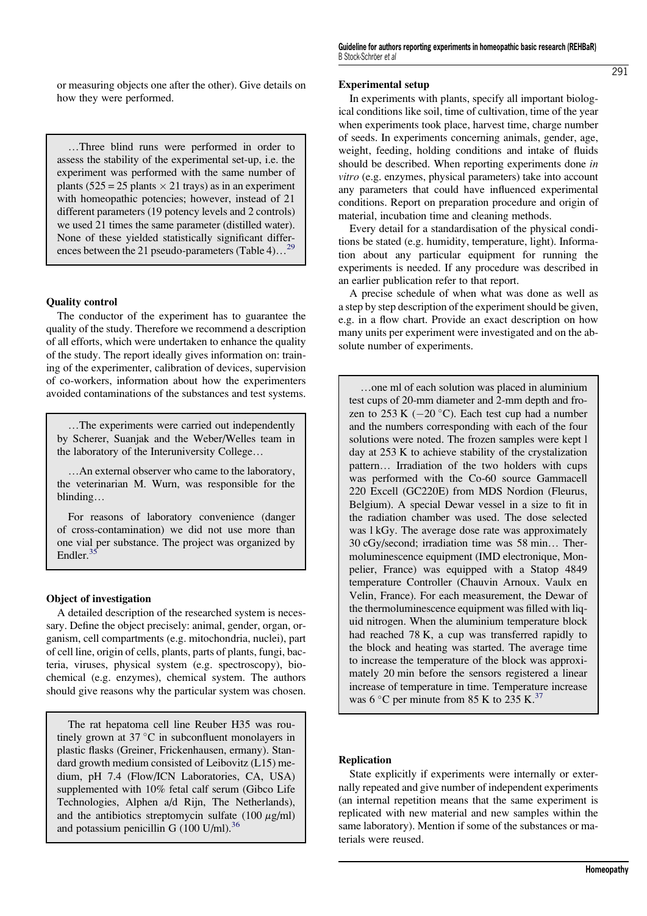or measuring objects one after the other). Give details on how they were performed.

> …Three blind runs were performed in order to assess the stability of the experimental set-up, i.e. the experiment was performed with the same number of plants (525 = 25 plants × 21 trays) as in an experiment with homeopathic potencies; however, instead of 21 different parameters (19 potency levels and 2 controls) we used 21 times the same parameter (distilled water). None of these yielded statistically significant differences between the 21 pseudo-parameters (Table 4)…[29]

### Quality control

The conductor of the experiment has to guarantee the quality of the study. Therefore we recommend a description of all efforts, which were undertaken to enhance the quality of the study. The report ideally gives information on: training of the experimenter, calibration of devices, supervision of co-workers, information about how the experimenters avoided contaminations of the substances and test systems.

> …The experiments were carried out independently by Scherer, Suanjak and the Weber/Welles team in the laboratory of the Interuniversity College…
>
> …An external observer who came to the laboratory, the veterinarian M. Wurn, was responsible for the blinding…
>
> For reasons of laboratory convenience (danger of cross-contamination) we did not use more than one vial per substance. The project was organized by Endler.[35]

### Object of investigation

A detailed description of the researched system is necessary. Define the object precisely: animal, gender, organ, organism, cell compartments (e.g. mitochondria, nuclei), part of cell line, origin of cells, plants, parts of plants, fungi, bacteria, viruses, physical system (e.g. spectroscopy), biochemical (e.g. enzymes), chemical system. The authors should give reasons why the particular system was chosen.

> The rat hepatoma cell line Reuber H35 was routinely grown at 37 °C in subconfluent monolayers in plastic flasks (Greiner, Frickenhausen, ermany). Standard growth medium consisted of Leibovitz (L15) medium, pH 7.4 (Flow/ICN Fetal Laboratories, CA, USA) supplemented with 10% fetal calf serum (Gibco Life Technologies, Alphen a/d Rijn, The Netherlands), and the antibiotics streptomycin sulfate (100 $\mu$g/ml) and potassium penicillin G (100 U/ml).[36]

### Experimental setup

In experiments with plants, specify all important biological conditions like soil, time of cultivation, time of the year when experiments took place, harvest time, charge number of seeds. In experiments concerning animals, gender, age, weight, feeding, holding conditions and intake of fluids should be described. When reporting experiments done *in vitro* (e.g. enzymes, physical parameters) take into account any parameters that could have influenced experimental conditions. Report on preparation procedure and origin of material, incubation time and cleaning methods.

Every detail for a standardisation of the physical conditions be stated (e.g. humidity, temperature, light). Information about any particular equipment for running the experiments is needed. If any procedure was described in an earlier publication refer to that report.

A precise schedule of when what was done as well as a step by step description of the experiment should be given, e.g. in a flow chart. Provide an exact description on how many units per experiment were investigated and on the absolute number of experiments.

> …one ml of each solution was placed in aluminium test cups of 20-mm diameter and 2-mm depth and frozen to 253 K (−20 °C). Each test cup had a number and the numbers corresponding with each of the four solutions were noted. The frozen samples were kept 1 day at 253 K to achieve stability of the crystalization pattern… Irradiation of the two holders with cups was performed with the Co-60 source Gammacell 220 Excell (GC220E) from MDS Nordion (Fleurus, Belgium). A special Dewar vessel in a size to fit in the radiation chamber was used. The dose selected was 1 kGy. The average dose rate was approximately 30 cGy/second; irradiation time was 58 min… Thermoluminescence equipment (IMD electronique, Monpelier, France) was equipped with a Statop 4849 temperature Controller (Chauvin Arnoux. Vaulx en Velin, France). For each measurement, the Dewar of the thermoluminescence equipment was filled with liquid nitrogen. When the aluminium temperature block had reached 78 K, a cup was transferred rapidly to the block and heating was started. The average time to increase the temperature of the block was approximately 20 min before the sensors registered a linear increase of temperature in time. Temperature increase was 6 °C per minute from 85 K to 235 K.[37]

### Replication

State explicitly if experiments were internally or externally repeated and give number of independent experiments (an internal repetition means that the same experiment is replicated with new material and new samples within the same laboratory). Mention if some of the substances or materials were reused.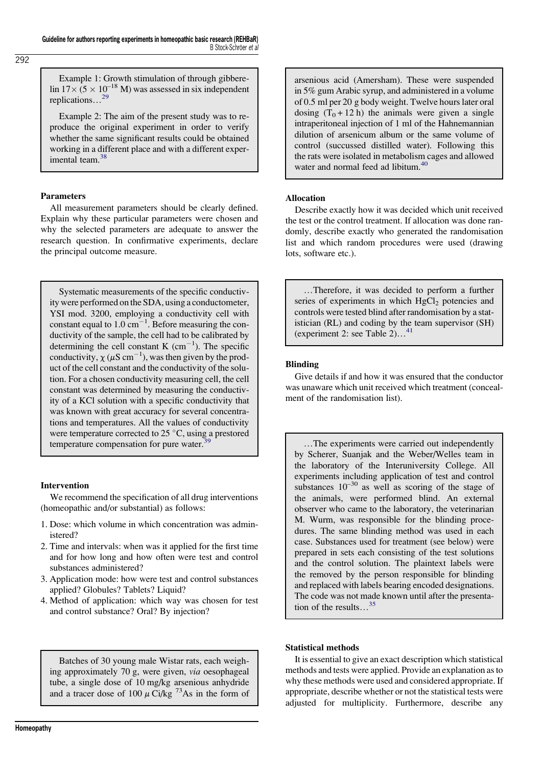Example 1: Growth stimulation of through gibberelin $17\times(5\times10^{-18}$ M) was assessed in six independent replications…[29]

Example 2: The aim of the present study was to reproduce the original experiment in order to verify whether the same significant results could be obtained working in a different place and with a different experimental team.[38]

### Parameters

All measurement parameters should be clearly defined. Explain why these particular parameters were chosen and why the selected parameters are adequate to answer the research question. In confirmative experiments, declare the principal outcome measure.

Systematic measurements of the specific conductivity were performed on the SDA, using a conductometer, YSI mod. 3200, employing a conductivity cell with constant equal to $1.0\ \text{cm}^{-1}$. Before measuring the conductivity of the sample, the cell had to be calibrated by determining the cell constant K ($\text{cm}^{-1}$). The specific conductivity, $\chi$ ($\mu\text{S cm}^{-1}$), was then given by the product of the cell constant and the conductivity of the solution. For a chosen conductivity measuring cell, the cell constant was determined by measuring the conductivity of a KCl solution with a specific conductivity that was known with great accuracy for several concentrations and temperatures. All the values of conductivity were temperature corrected to 25 °C, using a prestored temperature compensation for pure water.[39]

### Intervention

We recommend the specification of all drug interventions (homeopathic and/or substantial) as follows:

1. Dose: which volume in which concentration was administered?
2. Time and intervals: when was it applied for the first time and for how long and how often were test and control substances administered?
3. Application mode: how were test and control substances applied? Globules? Tablets? Liquid?
4. Method of application: which way was chosen for test and control substance? Oral? By injection?

Batches of 30 young male Wistar rats, each weighing approximately 70 g, were given, *via* oesophageal tube, a single dose of 10 mg/kg arsenious anhydride and a tracer dose of $100\ \mu$Ci/kg $^{73}$As in the form of arsenious acid (Amersham). These were suspended in 5% gum Arabic syrup, and administered in a volume of 0.5 ml per 20 g body weight. Twelve hours later oral dosing ($T_0 + 12$ h) the animals were given a single intraperitoneal injection of 1 ml of the Hahnemannian dilution of arsenicum album or the same volume of control (succussed distilled water). Following this the rats were isolated in metabolism cages and allowed water and normal feed ad libitum.[40]

### Allocation

Describe exactly how it was decided which unit received the test or the control treatment. If allocation was done randomly, describe exactly who generated the randomisation list and which random procedures were used (drawing lots, software etc.).

…Therefore, it was decided to perform a further series of experiments in which $HgCl_2$ potencies and controls were tested blind after randomisation by a statistician (RL) and coding by the team supervisor (SH) (experiment 2: see Table 2)…[41]

### Blinding

Give details if and how it was ensured that the conductor was unaware which unit received which treatment (concealment of the randomisation list).

…The experiments were carried out independently by Scherer, Suanjak and the Weber/Welles team in the laboratory of the Interuniversity College. All experiments including application of test and control substances $10^{-30}$ as well as scoring of the stage of the animals, were performed blind. An external observer who came to the laboratory, the veterinarian M. Wurm, was responsible for the blinding procedures. The same blinding method was used in each case. Substances used for treatment (see below) were prepared in sets each consisting of the test solutions and the control solution. The plaintext labels were the removed by the person responsible for blinding and replaced with labels bearing encoded designations. The code was not made known until after the presentation of the results…[35]

### Statistical methods

It is essential to give an exact description which statistical methods and tests were applied. Provide an explanation as to why these methods were used and considered appropriate. If appropriate, describe whether or not the statistical tests were adjusted for multiplicity. Furthermore, describe any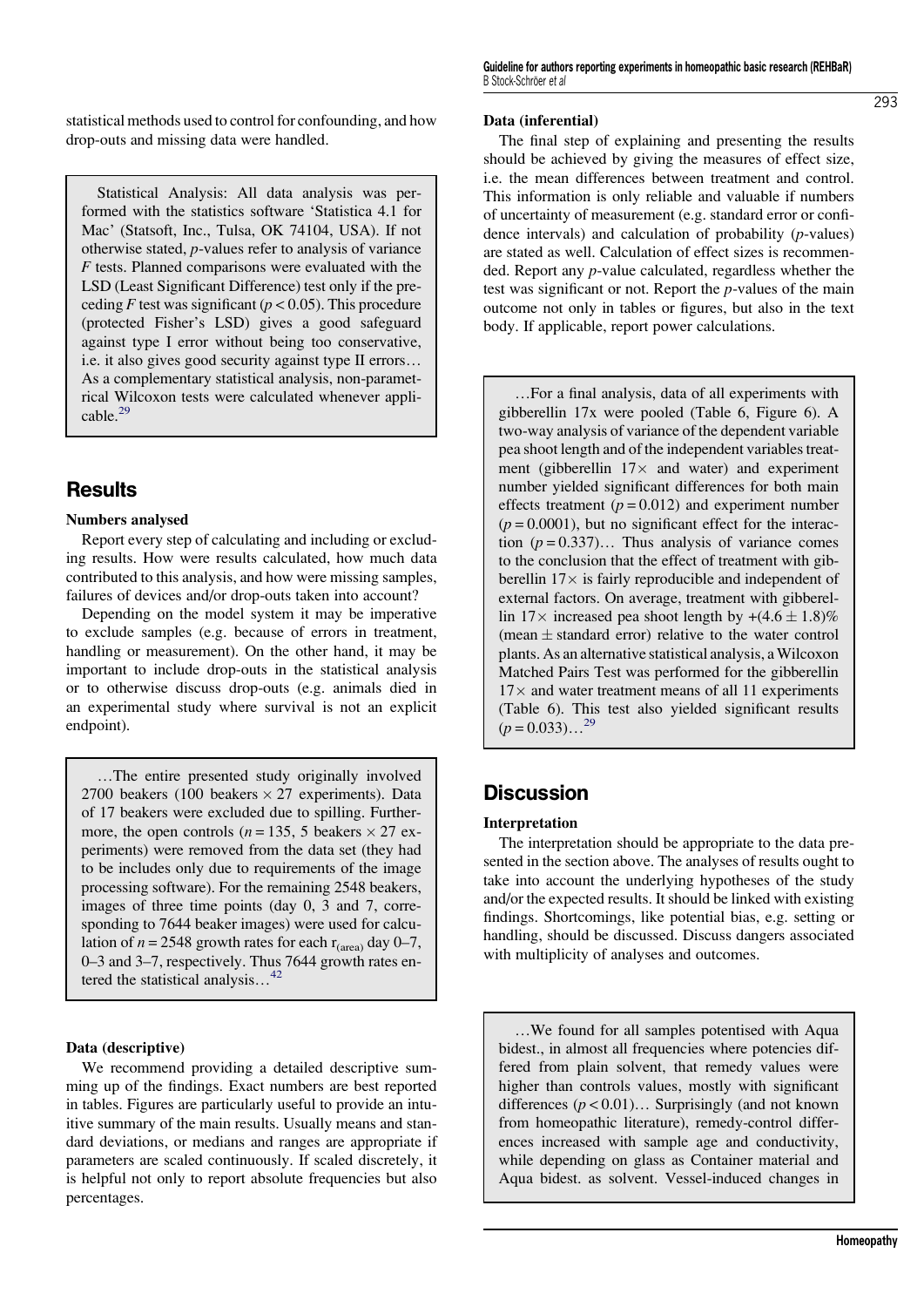statistical methods used to control for confounding, and how drop-outs and missing data were handled.

> Statistical Analysis: All data analysis was performed with the statistics software 'Statistica 4.1 for Mac' (Statsoft, Inc., Tulsa, OK 74104, USA). If not otherwise stated, *p*-values refer to analysis of variance *F* tests. Planned comparisons were evaluated with the LSD (Least Significant Difference) test only if the preceding *F* test was significant ($p < 0.05$). This procedure (protected Fisher's LSD) gives a good safeguard against type I error without being too conservative, i.e. it also gives good security against type II errors… As a complementary statistical analysis, non-parametrical Wilcoxon tests were calculated whenever applicable.[29]

## Results

### Numbers analysed

Report every step of calculating and including or excluding results. How were results calculated, how much data contributed to this analysis, and how were missing samples, failures of devices and/or drop-outs taken into account?

Depending on the model system it may be imperative to exclude samples (e.g. because of errors in treatment, handling or measurement). On the other hand, it may be important to include drop-outs in the statistical analysis or to otherwise discuss drop-outs (e.g. animals died in an experimental study where survival is not an explicit endpoint).

> …The entire presented study originally involved 2700 beakers (100 beakers × 27 experiments). Data of 17 beakers were excluded due to spilling. Furthermore, the open controls ($n = 135$, 5 beakers × 27 experiments) were removed from the data set (they had to be includes only due to requirements of the image processing software). For the remaining 2548 beakers, images of three time points (day 0, 3 and 7, corresponding to 7644 beaker images) were used for calculation of $n = 2548$ growth rates for each $r_{(area)}$ day 0–7, 0–3 and 3–7, respectively. Thus 7644 growth rates entered the statistical analysis…[42]

### Data (descriptive)

We recommend providing a detailed descriptive summing up of the findings. Exact numbers are best reported in tables. Figures are particularly useful to provide an intuitive summary of the main results. Usually means and standard deviations, or medians and ranges are appropriate if parameters are scaled continuously. If scaled discretely, it is helpful not only to report absolute frequencies but also percentages.

### Data (inferential)

The final step of explaining and presenting the results should be achieved by giving the measures of effect size, i.e. the mean differences between treatment and control. This information is only reliable and valuable if numbers of uncertainty of measurement (e.g. standard error or confidence intervals) and calculation of probability (*p*-values) are stated as well. Calculation of effect sizes is recommended. Report any *p*-value calculated, regardless whether the test was significant or not. Report the *p*-values of the main outcome not only in tables or figures, but also in the text body. If applicable, report power calculations.

> …For a final analysis, data of all experiments with gibberellin 17x were pooled (Table 6, Figure 6). A two-way analysis of variance of the dependent variable pea shoot length and of the independent variables treatment (gibberellin 17× and water) and experiment number yielded significant differences for both main effects treatment ($p = 0.012$) and experiment number ($p = 0.0001$), but no significant effect for the interaction ($p = 0.337$)… Thus analysis of variance comes to the conclusion that the effect of treatment with gibberellin 17× is fairly reproducible and independent of external factors. On average, treatment with gibberellin 17× increased pea shoot length by $+(4.6 \pm 1.8)\%$ (mean ± standard error) relative to the water control plants. As an alternative statistical analysis, a Wilcoxon Matched Pairs Test was performed for the gibberellin 17× and water treatment means of all 11 experiments (Table 6). This test also yielded significant results ($p = 0.033$)…[29]

## Discussion

### Interpretation

The interpretation should be appropriate to the data presented in the section above. The analyses of results ought to take into account the underlying hypotheses of the study and/or the expected results. It should be linked with existing findings. Shortcomings, like potential bias, e.g. setting or handling, should be discussed. Discuss dangers associated with multiplicity of analyses and outcomes.

> …We found for all samples potentised with Aqua bidest., in almost all frequencies where potencies differed from plain solvent, that remedy values were higher than controls values, mostly with significant differences ($p < 0.01$)… Surprisingly (and not known from homeopathic literature), remedy-control differences increased with sample age and conductivity, while depending on glass as Container material and Aqua bidest. as solvent. Vessel-induced changes in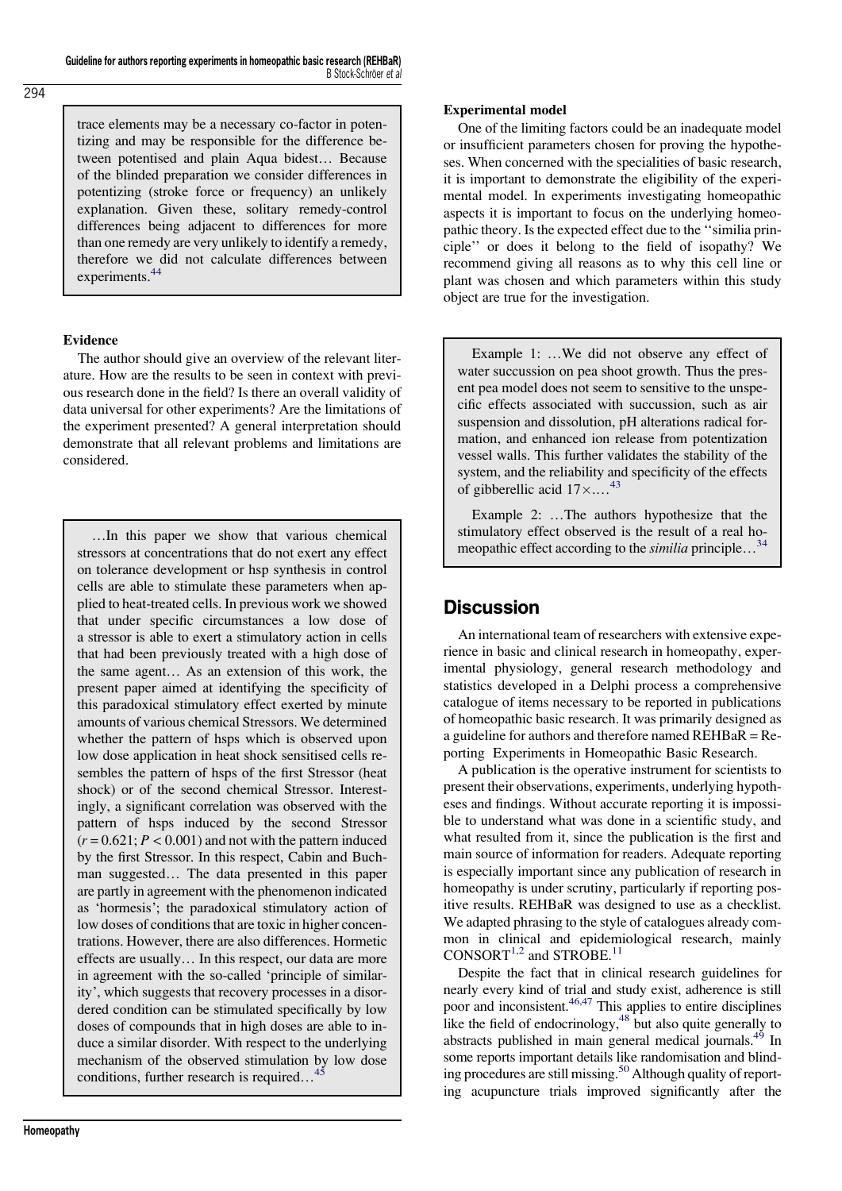> trace elements may be a necessary co-factor in potentizing and may be responsible for the difference between potentised and plain Aqua bidest… Because of the blinded preparation we consider differences in potentizing (stroke force or frequency) an unlikely explanation. Given these, solitary remedy-control differences being adjacent to differences for more than one remedy are very unlikely to identify a remedy, therefore we did not calculate differences between experiments.[44]

### Evidence

The author should give an overview of the relevant literature. How are the results to be seen in context with previous research done in the field? Is there an overall validity of data universal for other experiments? Are the limitations of the experiment presented? A general interpretation should demonstrate that all relevant problems and limitations are considered.

> …In this paper we show that various chemical stressors at concentrations that do not exert any effect on tolerance development or hsp synthesis in control cells are able to stimulate these parameters when applied to heat-treated cells. In previous work we showed that under specific circumstances a low dose of a stressor is able to exert a stimulatory action in cells that had been previously treated with a high dose of the same agent… As an extension of this work, the present paper aimed at identifying the specificity of this paradoxical stimulatory effect exerted by minute amounts of various chemical Stressors. We determined whether the pattern of hsps which is observed upon low dose application in heat shock sensitised cells resembles the pattern of hsps of the first Stressor (heat shock) or of the second chemical Stressor. Interestingly, a significant correlation was observed with the pattern of hsps induced by the second Stressor ($r = 0.621$; $P < 0.001$) and not with the pattern induced by the first Stressor. In this respect, Cabin and Buchman suggested… The data presented in this paper are partly in agreement with the phenomenon indicated as 'hormesis'; the paradoxical stimulatory action of low doses of conditions that are toxic in higher concentrations. However, there are also differences. Hormetic effects are usually… In this respect, our data are more in agreement with the so-called 'principle of similarity', which suggests that recovery processes in a disordered condition can be stimulated specifically by low doses of compounds that in high doses are able to induce a similar disorder. With respect to the underlying mechanism of the observed stimulation by low dose conditions, further research is required…[45]

### Experimental model

One of the limiting factors could be an inadequate model or insufficient parameters chosen for proving the hypotheses. When concerned with the specialities of basic research, it is important to demonstrate the eligibility of the experimental model. In experiments investigating homeopathic aspects it is important to focus on the underlying homeopathic theory. Is the expected effect due to the ''similia principle'' or does it belong to the field of isopathy? We recommend giving all reasons as to why this cell line or plant was chosen and which parameters within this study object are true for the investigation.

> Example 1: …We did not observe any effect of water succussion on pea shoot growth. Thus the present pea model does not seem to sensitive to the unspecific effects associated with succussion, such as air suspension and dissolution, pH alterations radical formation, and enhanced ion release from potentization vessel walls. This further validates the stability of the system, and the reliability and specificity of the effects of gibberellic acid 17×….[43]
>
> Example 2: …The authors hypothesize that the stimulatory effect observed is the result of a real homeopathic effect according to the *similia* principle…[34]

## Discussion

An international team of researchers with extensive experience in basic and clinical research in homeopathy, experimental physiology, general research methodology and statistics developed in a Delphi process a comprehensive catalogue of items necessary to be reported in publications of homeopathic basic research. It was primarily designed as a guideline for authors and therefore named REHBaR = Reporting Experiments in Homeopathic Basic Research.

A publication is the operative instrument for scientists to present their observations, experiments, underlying hypotheses and findings. Without accurate reporting it is impossible to understand what was done in a scientific study, and what resulted from it, since the publication is the first and main source of information for readers. Adequate reporting is especially important since any publication of research in homeopathy is under scrutiny, particularly if reporting positive results. REHBaR was designed to use as a checklist. We adapted phrasing to the style of catalogues already common in clinical and epidemiological research, mainly CONSORT[1,2] and STROBE.[11]

Despite the fact that in clinical research guidelines for nearly every kind of trial and study exist, adherence is still poor and inconsistent.[46,47] This applies to entire disciplines like the field of endocrinology,[48] but also quite generally to abstracts published in main general medical journals.[49] In some reports important details like randomisation and blinding procedures are still missing.[50] Although quality of reporting acupuncture trials improved significantly after the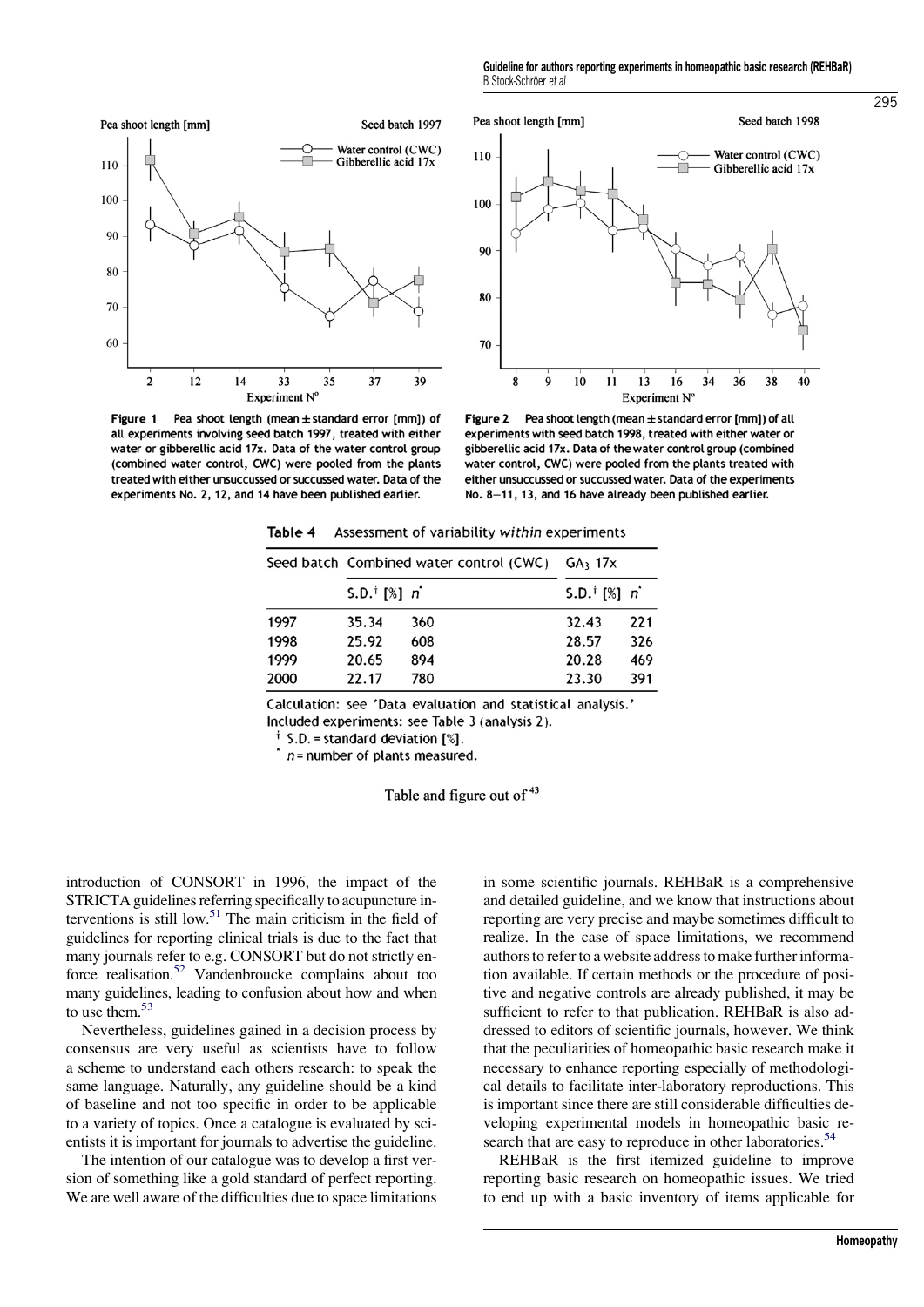Figure 1 Pea shoot length (mean ± standard error [mm]) of all experiments involving seed batch 1997, treated with either water or gibberellic acid 17x. Data of the water control group (combined water control, CWC) were pooled from the plants treated with either unsuccussed or succussed water. Data of the experiments No. 2, 12, and 14 have been published earlier.

Figure 2 Pea shoot length (mean ± standard error [mm]) of all experiments with seed batch 1998, treated with either water or gibberellic acid 17x. Data of the water control group (combined water control, CWC) were pooled from the plants treated with either unsuccussed or succussed water. Data of the experiments No. 8–11, 13, and 16 have already been published earlier.

Table 4 Assessment of variability *within* experiments

| Seed batch | Combined water control (CWC) | | $GA_3$ 17x | |
|---|---|---|---|---|
| | S.D.[†] [%] | $n$[*] | S.D.[†] [%] | $n$[*] |
| 1997 | 35.34 | 360 | 32.43 | 221 |
| 1998 | 25.92 | 608 | 28.57 | 326 |
| 1999 | 20.65 | 894 | 20.28 | 469 |
| 2000 | 22.17 | 780 | 23.30 | 391 |

Calculation: see 'Data evaluation and statistical analysis.'
Included experiments: see Table 3 (analysis 2).
[†] S.D. = standard deviation [%].
[*] $n$ = number of plants measured.

Table and figure out of [43]

introduction of CONSORT in 1996, the impact of the STRICTA guidelines referring specifically to acupuncture interventions is still low.[51] The main criticism in the field of guidelines for reporting clinical trials is due to the fact that many journals refer to e.g. CONSORT but do not strictly enforce realisation.[52] Vandenbroucke complains about too many guidelines, leading to confusion about how and when to use them.[53]

Nevertheless, guidelines gained in a decision process by consensus are very useful as scientists have to follow a scheme to understand each others research: to speak the same language. Naturally, any guideline should be a kind of baseline and not too specific in order to be applicable to a variety of topics. Once a catalogue is evaluated by scientists it is important for journals to advertise the guideline.

The intention of our catalogue was to develop a first version of something like a gold standard of perfect reporting. We are well aware of the difficulties due to space limitations in some scientific journals. REHBaR is a comprehensive and detailed guideline, and we know that instructions about reporting are very precise and maybe sometimes difficult to realize. In the case of space limitations, we recommend authors to refer to a website address to make further information available. If certain methods or the procedure of positive and negative controls are already published, it may be sufficient to refer to that publication. REHBaR is also addressed to editors of scientific journals, however. We think that the peculiarities of homeopathic basic research make it necessary to enhance reporting especially of methodological details to facilitate inter-laboratory reproductions. This is important since there are still considerable difficulties developing experimental models in homeopathic basic research that are easy to reproduce in other laboratories.[54]

REHBaR is the first itemized guideline to improve reporting basic research on homeopathic issues. We tried to end up with a basic inventory of items applicable for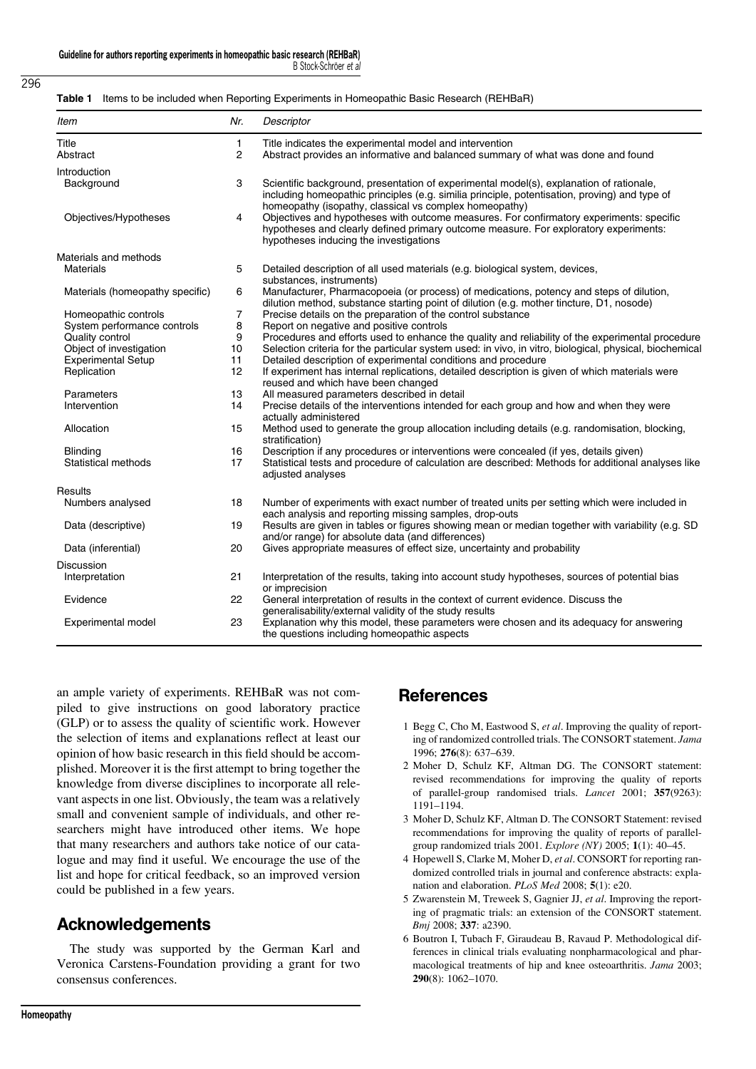**Table 1** Items to be included when Reporting Experiments in Homeopathic Basic Research (REHBaR)

| *Item* | *Nr.* | *Descriptor* |
|---|---|---|
| Title | 1 | Title indicates the experimental model and intervention |
| Abstract | 2 | Abstract provides an informative and balanced summary of what was done and found |
| Introduction | | |
| Background | 3 | Scientific background, presentation of experimental model(s), explanation of rationale, including homeopathic principles (e.g. similia principle, potentisation, proving) and type of homeopathy (isopathy, classical vs complex homeopathy) |
| Objectives/Hypotheses | 4 | Objectives and hypotheses with outcome measures. For confirmatory experiments: specific hypotheses and clearly defined primary outcome measure. For exploratory experiments: hypotheses inducing the investigations |
| Materials and methods | | |
| Materials | 5 | Detailed description of all used materials (e.g. biological system, devices, substances, instruments) |
| Materials (homeopathy specific) | 6 | Manufacturer, Pharmacopoeia (or process) of medications, potency and steps of dilution, dilution method, substance starting point of dilution (e.g. mother tincture, D1, nosode) |
| Homeopathic controls | 7 | Precise details on the preparation of the control substance |
| System performance controls | 8 | Report on negative and positive controls |
| Quality control | 9 | Procedures and efforts used to enhance the quality and reliability of the experimental procedure |
| Object of investigation | 10 | Selection criteria for the particular system used: in vivo, in vitro, biological, physical, biochemical |
| Experimental Setup | 11 | Detailed description of experimental conditions and procedure |
| Replication | 12 | If experiment has internal replications, detailed description is given of which materials were reused and which have been changed |
| Parameters | 13 | All measured parameters described in detail |
| Intervention | 14 | Precise details of the interventions intended for each group and how and when they were actually administered |
| Allocation | 15 | Method used to generate the group allocation including details (e.g. randomisation, blocking, stratification) |
| Blinding | 16 | Description if any procedures or interventions were concealed (if yes, details given) |
| Statistical methods | 17 | Statistical tests and procedure of calculation are described: Methods for additional analyses like adjusted analyses |
| Results | | |
| Numbers analysed | 18 | Number of experiments with exact number of treated units per setting which were included in each analysis and reporting missing samples, drop-outs |
| Data (descriptive) | 19 | Results are given in tables or figures showing mean or median together with variability (e.g. SD and/or range) for absolute data (and differences) |
| Data (inferential) | 20 | Gives appropriate measures of effect size, uncertainty and probability |
| Discussion | | |
| Interpretation | 21 | Interpretation of the results, taking into account study hypotheses, sources of potential bias or imprecision |
| Evidence | 22 | General interpretation of results in the context of current evidence. Discuss the generalisability/external validity of the study results |
| Experimental model | 23 | Explanation why this model, these parameters were chosen and its adequacy for answering the questions including homeopathic aspects |

an ample variety of experiments. REHBaR was not compiled to give instructions on good laboratory practice (GLP) or to assess the quality of scientific work. However the selection of items and explanations reflect at least our opinion of how basic research in this field should be accomplished. Moreover it is the first attempt to bring together the knowledge from diverse disciplines to incorporate all relevant aspects in one list. Obviously, the team was a relatively small and convenient sample of individuals, and other researchers might have introduced other items. We hope that many researchers and authors take notice of our catalogue and may find it useful. We encourage the use of the list and hope for critical feedback, so an improved version could be published in a few years.

## Acknowledgements

The study was supported by the German Karl and Veronica Carstens-Foundation providing a grant for two consensus conferences.

## References

1 Begg C, Cho M, Eastwood S, *et al*. Improving the quality of reporting of randomized controlled trials. The CONSORT statement. *Jama* 1996; **276**(8): 637–639.

2 Moher D, Schulz KF, Altman DG. The CONSORT statement: revised recommendations for improving the quality of reports of parallel-group randomised trials. *Lancet* 2001; **357**(9263): 1191–1194.

3 Moher D, Schulz KF, Altman D. The CONSORT Statement: revised recommendations for improving the quality of reports of parallel-group randomized trials 2001. *Explore (NY)* 2005; **1**(1): 40–45.

4 Hopewell S, Clarke M, Moher D, *et al*. CONSORT for reporting randomized controlled trials in journal and conference abstracts: explanation and elaboration. *PLoS Med* 2008; **5**(1): e20.

5 Zwarenstein M, Treweek S, Gagnier JJ, *et al*. Improving the reporting of pragmatic trials: an extension of the CONSORT statement. *Bmj* 2008; **337**: a2390.

6 Boutron I, Tubach F, Giraudeau B, Ravaud P. Methodological differences in clinical trials evaluating nonpharmacological and pharmacological treatments of hip and knee osteoarthritis. *Jama* 2003; **290**(8): 1062–1070.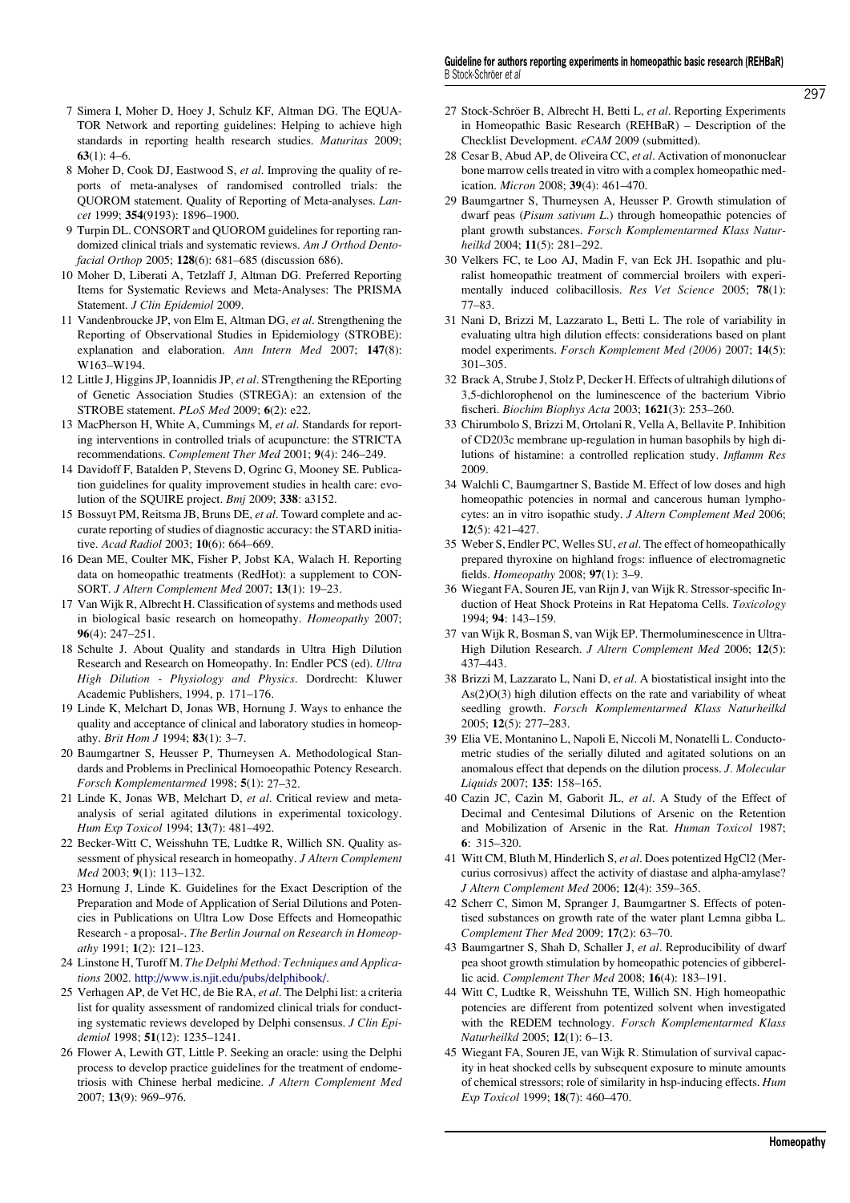7 Simera I, Moher D, Hoey J, Schulz KF, Altman DG. The EQUATOR Network and reporting guidelines: Helping to achieve high standards in reporting health research studies. *Maturitas* 2009; **63**(1): 4–6.

8 Moher D, Cook DJ, Eastwood S, *et al*. Improving the quality of reports of meta-analyses of randomised controlled trials: the QUOROM statement. Quality of Reporting of Meta-analyses. *Lancet* 1999; **354**(9193): 1896–1900.

9 Turpin DL. CONSORT and QUOROM guidelines for reporting randomized clinical trials and systematic reviews. *Am J Orthod Dentofacial Orthop* 2005; **128**(6): 681–685 (discussion 686).

10 Moher D, Liberati A, Tetzlaff J, Altman DG. Preferred Reporting Items for Systematic Reviews and Meta-Analyses: The PRISMA Statement. *J Clin Epidemiol* 2009.

11 Vandenbroucke JP, von Elm E, Altman DG, *et al*. Strengthening the Reporting of Observational Studies in Epidemiology (STROBE): explanation and elaboration. *Ann Intern Med* 2007; **147**(8): W163–W194.

12 Little J, Higgins JP, Ioannidis JP, *et al*. STrengthening the REporting of Genetic Association Studies (STREGA): an extension of the STROBE statement. *PLoS Med* 2009; **6**(2): e22.

13 MacPherson H, White A, Cummings M, *et al*. Standards for reporting interventions in controlled trials of acupuncture: the STRICTA recommendations. *Complement Ther Med* 2001; **9**(4): 246–249.

14 Davidoff F, Batalden P, Stevens D, Ogrinc G, Mooney SE. Publication guidelines for quality improvement studies in health care: evolution of the SQUIRE project. *Bmj* 2009; **338**: a3152.

15 Bossuyt PM, Reitsma JB, Bruns DE, *et al*. Toward complete and accurate reporting of studies of diagnostic accuracy: the STARD initiative. *Acad Radiol* 2003; **10**(6): 664–669.

16 Dean ME, Coulter MK, Fisher P, Jobst KA, Walach H. Reporting data on homeopathic treatments (RedHot): a supplement to CONSORT. *J Altern Complement Med* 2007; **13**(1): 19–23.

17 Van Wijk R, Albrecht H. Classification of systems and methods used in biological basic research on homeopathy. *Homeopathy* 2007; **96**(4): 247–251.

18 Schulte J. About Quality and standards in Ultra High Dilution Research and Research on Homeopathy. In: Endler PCS (ed). *Ultra High Dilution - Physiology and Physics*. Dordrecht: Kluwer Academic Publishers, 1994, p. 171–176.

19 Linde K, Melchart D, Jonas WB, Hornung J. Ways to enhance the quality and acceptance of clinical and laboratory studies in homeopathy. *Brit Hom J* 1994; **83**(1): 3–7.

20 Baumgartner S, Heusser P, Thurneysen A. Methodological Standards and Problems in Preclinical Homoeopathic Potency Research. *Forsch Komplementarmed* 1998; **5**(1): 27–32.

21 Linde K, Jonas WB, Melchart D, *et al*. Critical review and meta-analysis of serial agitated dilutions in experimental toxicology. *Hum Exp Toxicol* 1994; **13**(7): 481–492.

22 Becker-Witt C, Weisshuhn TE, Ludtke R, Willich SN. Quality assessment of physical research in homeopathy. *J Altern Complement Med* 2003; **9**(1): 113–132.

23 Hornung J, Linde K. Guidelines for the Exact Description of the Preparation and Mode of Application of Serial Dilutions and Potencies in Publications on Ultra Low Dose Effects and Homeopathic Research - a proposal-. *The Berlin Journal on Research in Homeopathy* 1991; **1**(2): 121–123.

24 Linstone H, Turoff M. *The Delphi Method: Techniques and Applications* 2002. http://www.is.njit.edu/pubs/delphibook/.

25 Verhagen AP, de Vet HC, de Bie RA, *et al*. The Delphi list: a criteria list for quality assessment of randomized clinical trials for conducting systematic reviews developed by Delphi consensus. *J Clin Epidemiol* 1998; **51**(12): 1235–1241.

26 Flower A, Lewith GT, Little P. Seeking an oracle: using the Delphi process to develop practice guidelines for the treatment of endometriosis with Chinese herbal medicine. *J Altern Complement Med* 2007; **13**(9): 969–976.

27 Stock-Schröer B, Albrecht H, Betti L, *et al*. Reporting Experiments in Homeopathic Basic Research (REHBaR) – Description of the Checklist Development. *eCAM* 2009 (submitted).

28 Cesar B, Abud AP, de Oliveira CC, *et al*. Activation of mononuclear bone marrow cells treated in vitro with a complex homeopathic medication. *Micron* 2008; **39**(4): 461–470.

29 Baumgartner S, Thurneysen A, Heusser P. Growth stimulation of dwarf peas (*Pisum sativum L.*) through homeopathic potencies of plant growth substances. *Forsch Komplementarmed Klass Naturheilkd* 2004; **11**(5): 281–292.

30 Velkers FC, te Loo AJ, Madin F, van Eck JH. Isopathic and pluralist homeopathic treatment of commercial broilers with experimentally induced colibacillosis. *Res Vet Science* 2005; **78**(1): 77–83.

31 Nani D, Brizzi M, Lazzarato L, Betti L. The role of variability in evaluating ultra high dilution effects: considerations based on plant model experiments. *Forsch Komplement Med (2006)* 2007; **14**(5): 301–305.

32 Brack A, Strube J, Stolz P, Decker H. Effects of ultrahigh dilutions of 3,5-dichlorophenol on the luminescence of the bacterium Vibrio fischeri. *Biochim Biophys Acta* 2003; **1621**(3): 253–260.

33 Chirumbolo S, Brizzi M, Ortolani R, Vella A, Bellavite P. Inhibition of CD203c membrane up-regulation in human basophils by high dilutions of histamine: a controlled replication study. *Inflamm Res* 2009.

34 Walchli C, Baumgartner S, Bastide M. Effect of low doses and high homeopathic potencies in normal and cancerous human lymphocytes: an in vitro isopathic study. *J Altern Complement Med* 2006; **12**(5): 421–427.

35 Weber S, Endler PC, Welles SU, *et al*. The effect of homeopathically prepared thyroxine on highland frogs: influence of electromagnetic fields. *Homeopathy* 2008; **97**(1): 3–9.

36 Wiegant FA, Souren JE, van Rijn J, van Wijk R. Stressor-specific Induction of Heat Shock Proteins in Rat Hepatoma Cells. *Toxicology* 1994; **94**: 143–159.

37 van Wijk R, Bosman S, van Wijk EP. Thermoluminescence in Ultra-High Dilution Research. *J Altern Complement Med* 2006; **12**(5): 437–443.

38 Brizzi M, Lazzarato L, Nani D, *et al*. A biostatistical insight into the $As(2)O(3)$ high dilution effects on the rate and variability of wheat seedling growth. *Forsch Komplementarmed Klass Naturheilkd* 2005; **12**(5): 277–283.

39 Elia VE, Montanino L, Napoli E, Niccoli M, Nonatelli L. Conductometric studies of the serially diluted and agitated solutions on an anomalous effect that depends on the dilution process. *J. Molecular Liquids* 2007; **135**: 158–165.

40 Cazin JC, Cazin M, Gaborit JL, *et al*. A Study of the Effect of Decimal and Centesimal Dilutions of Arsenic on the Retention and Mobilization of Arsenic in the Rat. *Human Toxicol* 1987; **6**: 315–320.

41 Witt CM, Bluth M, Hinderlich S, *et al*. Does potentized HgCl2 (Mercurius corrosivus) affect the activity of diastase and alpha-amylase? *J Altern Complement Med* 2006; **12**(4): 359–365.

42 Scherr C, Simon M, Spranger J, Baumgartner S. Effects of potentised substances on growth rate of the water plant Lemna gibba L. *Complement Ther Med* 2009; **17**(2): 63–70.

43 Baumgartner S, Shah D, Schaller J, *et al*. Reproducibility of dwarf pea shoot growth stimulation by homeopathic potencies of gibberellic acid. *Complement Ther Med* 2008; **16**(4): 183–191.

44 Witt C, Ludtke R, Weisshuhn TE, Willich SN. High homeopathic potencies are different from potentized solvent when investigated with the REDEM technology. *Forsch Komplementarmed Klass Naturheilkd* 2005; **12**(1): 6–13.

45 Wiegant FA, Souren JE, van Wijk R. Stimulation of survival capacity in heat shocked cells by subsequent exposure to minute amounts of chemical stressors; role of similarity in hsp-inducing effects. *Hum Exp Toxicol* 1999; **18**(7): 460–470.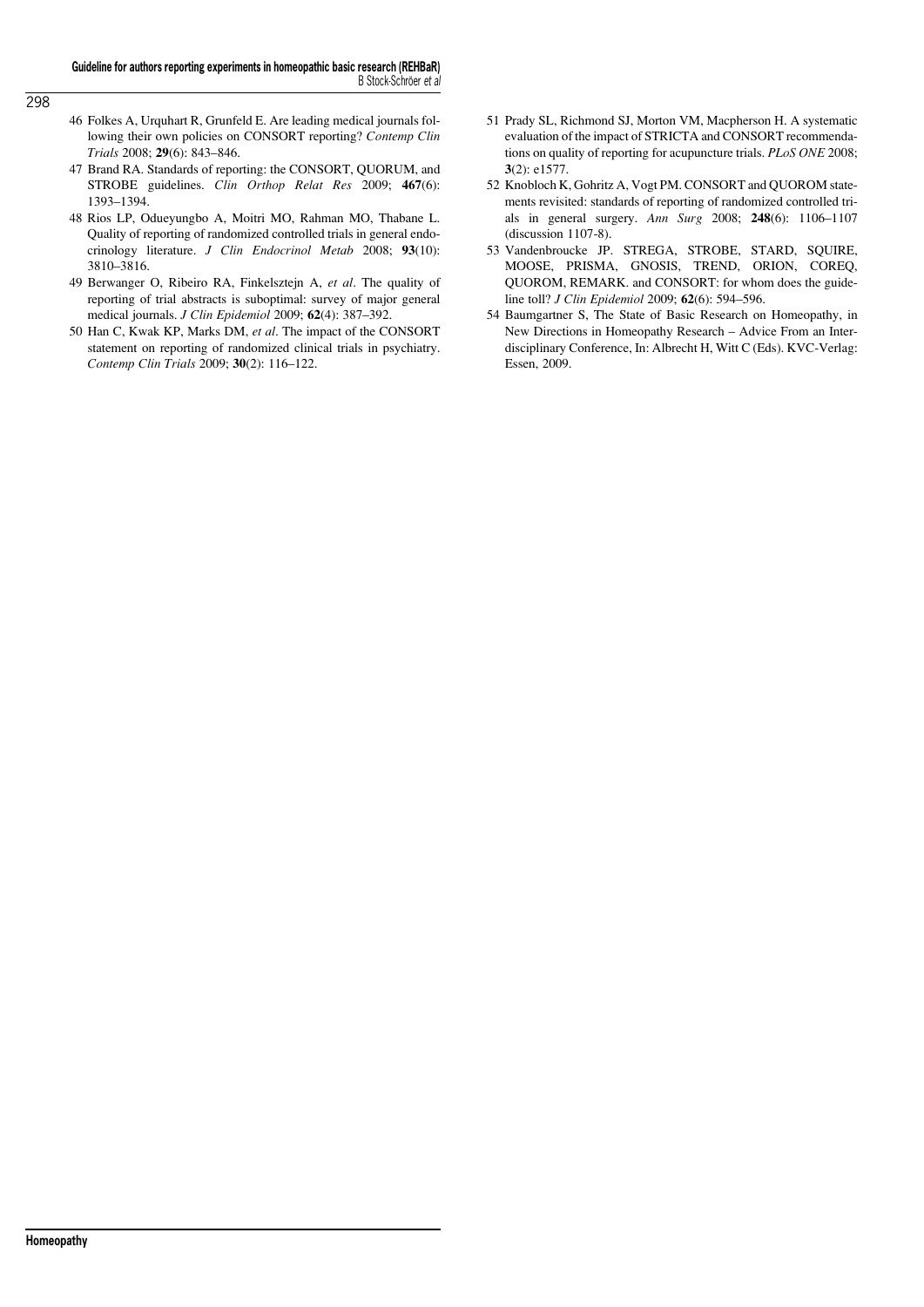46 Folkes A, Urquhart R, Grunfeld E. Are leading medical journals following their own policies on CONSORT reporting? *Contemp Clin Trials* 2008; **29**(6): 843–846.

47 Brand RA. Standards of reporting: the CONSORT, QUORUM, and STROBE guidelines. *Clin Orthop Relat Res* 2009; **467**(6): 1393–1394.

48 Rios LP, Odueyungbo A, Moitri MO, Rahman MO, Thabane L. Quality of reporting of randomized controlled trials in general endocrinology literature. *J Clin Endocrinol Metab* 2008; **93**(10): 3810–3816.

49 Berwanger O, Ribeiro RA, Finkelsztejn A, *et al*. The quality of reporting of trial abstracts is suboptimal: survey of major general medical journals. *J Clin Epidemiol* 2009; **62**(4): 387–392.

50 Han C, Kwak KP, Marks DM, *et al*. The impact of the CONSORT statement on reporting of randomized clinical trials in psychiatry. *Contemp Clin Trials* 2009; **30**(2): 116–122.

51 Prady SL, Richmond SJ, Morton VM, Macpherson H. A systematic evaluation of the impact of STRICTA and CONSORT recommendations on quality of reporting for acupuncture trials. *PLoS ONE* 2008; **3**(2): e1577.

52 Knobloch K, Gohritz A, Vogt PM. CONSORT and QUOROM statements revisited: standards of reporting of randomized controlled trials in general surgery. *Ann Surg* 2008; **248**(6): 1106–1107 (discussion 1107-8).

53 Vandenbroucke JP. STREGA, STROBE, STARD, SQUIRE, MOOSE, PRISMA, GNOSIS, TREND, ORION, COREQ, QUOROM, REMARK. and CONSORT: for whom does the guideline toll? *J Clin Epidemiol* 2009; **62**(6): 594–596.

54 Baumgartner S, The State of Basic Research on Homeopathy, in New Directions in Homeopathy Research – Advice From an Interdisciplinary Conference, In: Albrecht H, Witt C (Eds). KVC-Verlag: Essen, 2009.